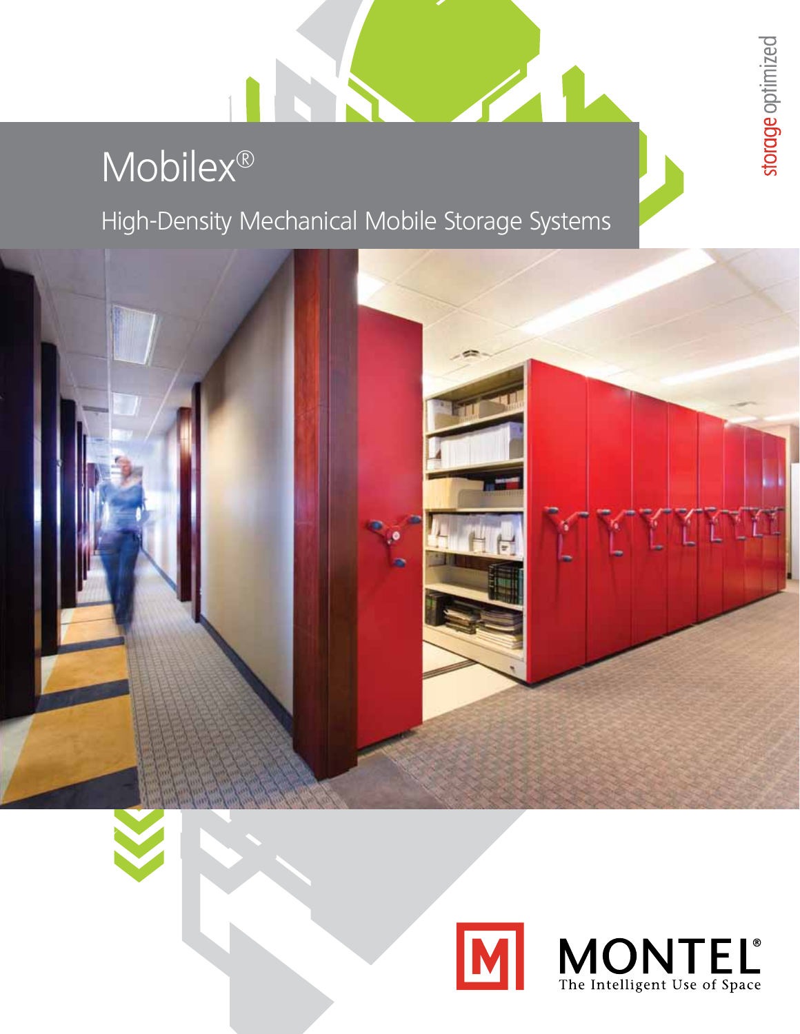# Mobilex®

## High-Density Mechanical Mobile Storage Systems

storage optimized

MONTEL®

The Intelligent Use of Space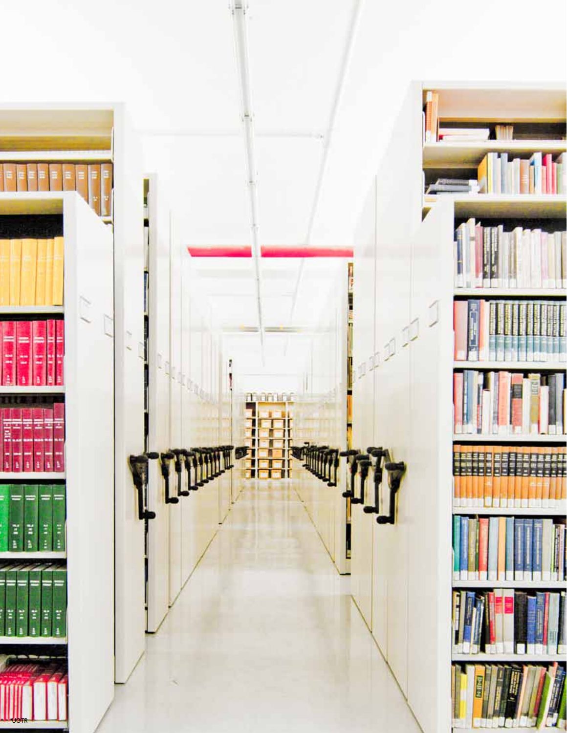UQTR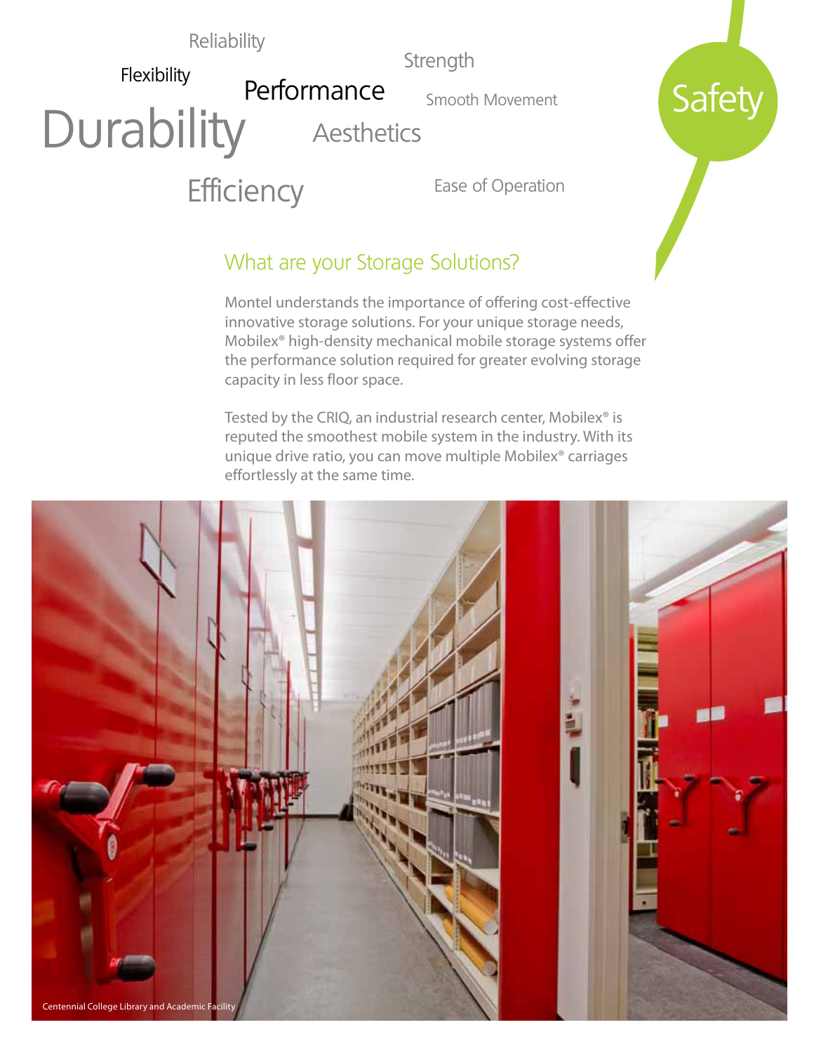Reliability

Flexibility

Strength

Performance

Smooth Movement

Durability

Aesthetics

Safety

Efficiency

Ease of Operation

## What are your Storage Solutions?

Montel understands the importance of offering cost-effective innovative storage solutions. For your unique storage needs, Mobilex® high-density mechanical mobile storage systems offer the performance solution required for greater evolving storage capacity in less floor space.

Tested by the CRIQ, an industrial research center, Mobilex® is reputed the smoothest mobile system in the industry. With its unique drive ratio, you can move multiple Mobilex® carriages effortlessly at the same time.

Centennial College Library and Academic Facility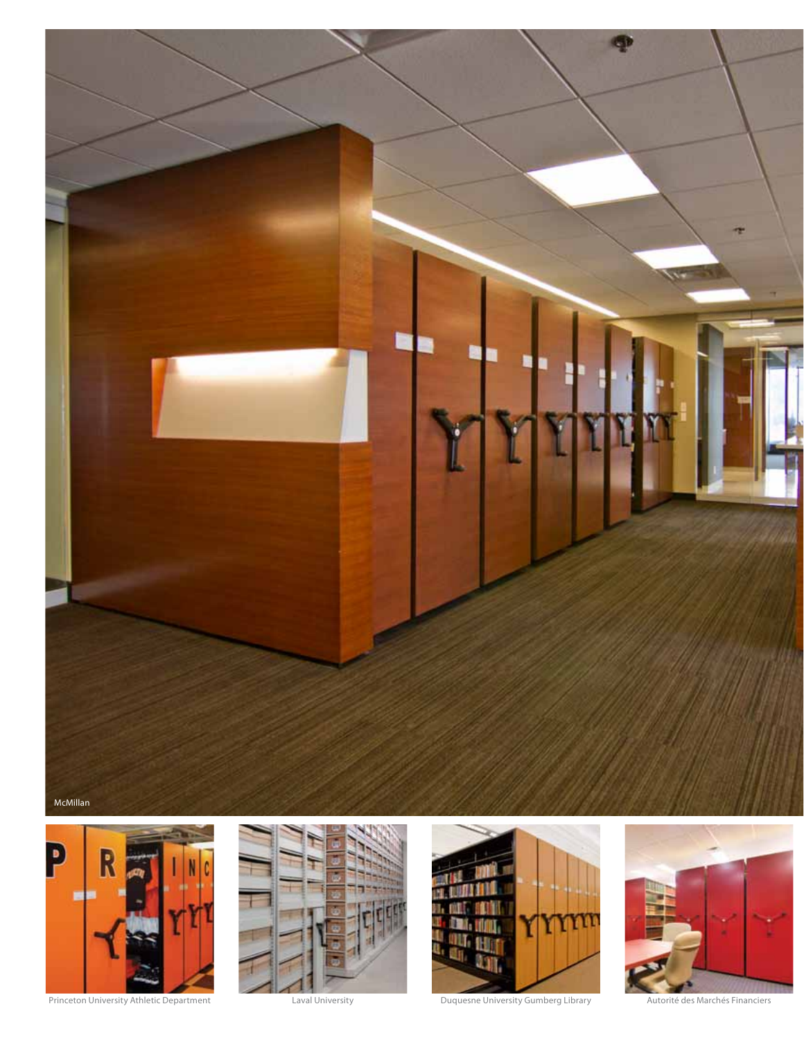McMillan

Princeton University Athletic Department

Laval University

Duquesne University Gumberg Library

Autorité des Marchés Financiers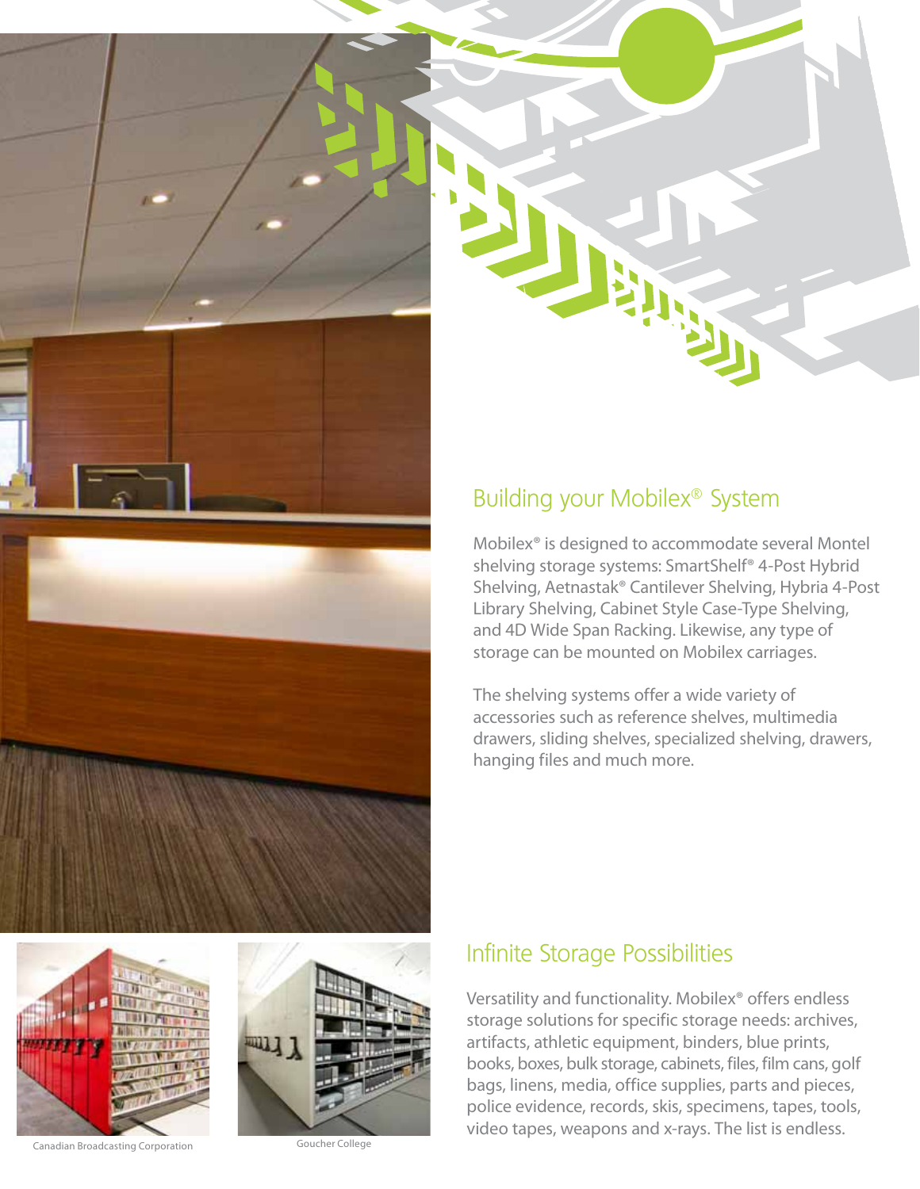## Building your Mobilex® System

Mobilex® is designed to accommodate several Montel shelving storage systems: SmartShelf® 4-Post Hybrid Shelving, Aetnastak® Cantilever Shelving, Hybria 4-Post Library Shelving, Cabinet Style Case-Type Shelving, and 4D Wide Span Racking. Likewise, any type of storage can be mounted on Mobilex carriages.

The shelving systems offer a wide variety of accessories such as reference shelves, multimedia drawers, sliding shelves, specialized shelving, drawers, hanging files and much more.

Canadian Broadcasting Corporation

Goucher College

## Infinite Storage Possibilities

Versatility and functionality. Mobilex® offers endless storage solutions for specific storage needs: archives, artifacts, athletic equipment, binders, blue prints, books, boxes, bulk storage, cabinets, files, film cans, golf bags, linens, media, office supplies, parts and pieces, police evidence, records, skis, specimens, tapes, tools, video tapes, weapons and x-rays. The list is endless.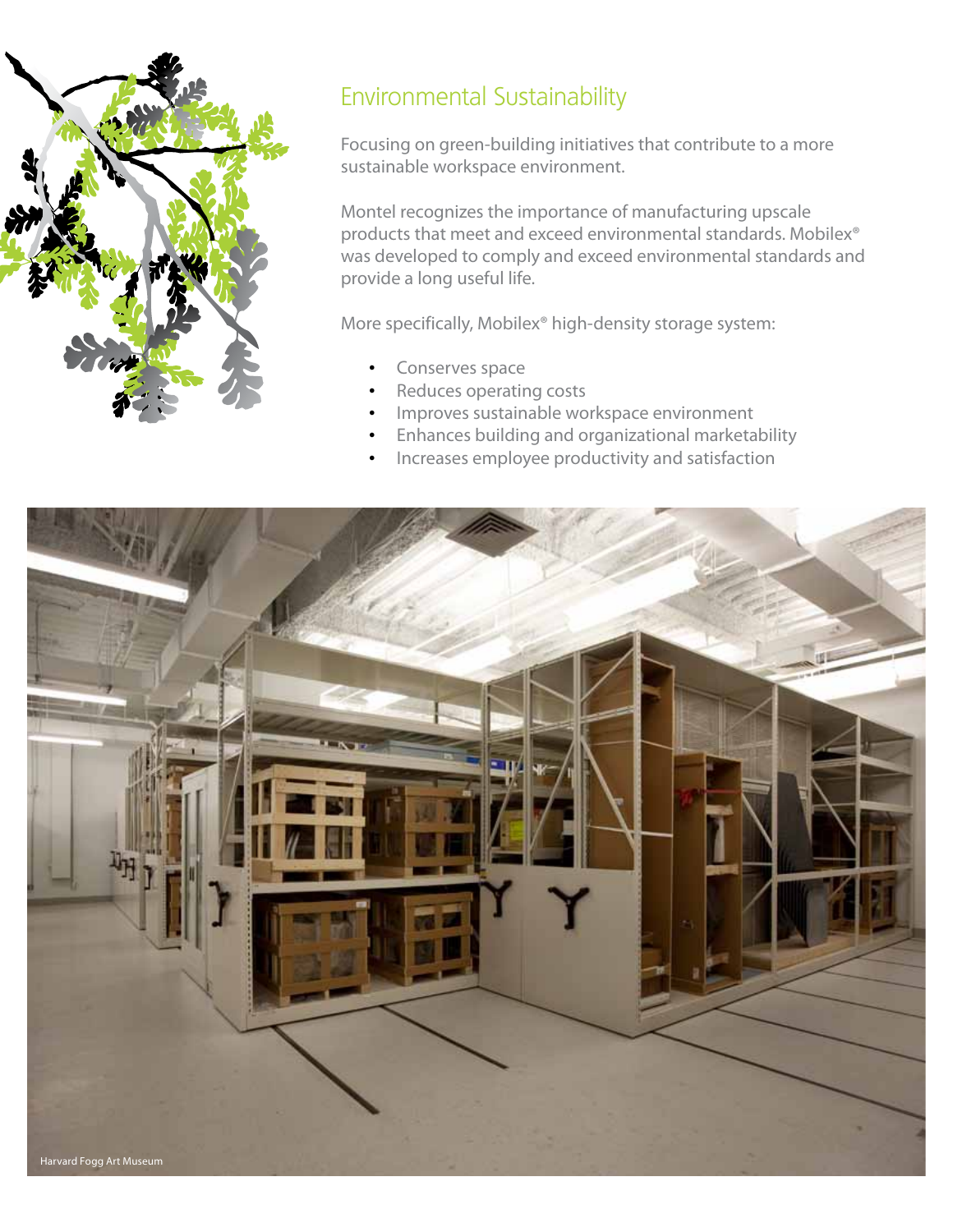## Environmental Sustainability

Focusing on green-building initiatives that contribute to a more sustainable workspace environment.

Montel recognizes the importance of manufacturing upscale products that meet and exceed environmental standards. Mobilex® was developed to comply and exceed environmental standards and provide a long useful life.

More specifically, Mobilex® high-density storage system:

- Conserves space
- Reduces operating costs
- Improves sustainable workspace environment
- Enhances building and organizational marketability
- Increases employee productivity and satisfaction

Harvard Fogg Art Museum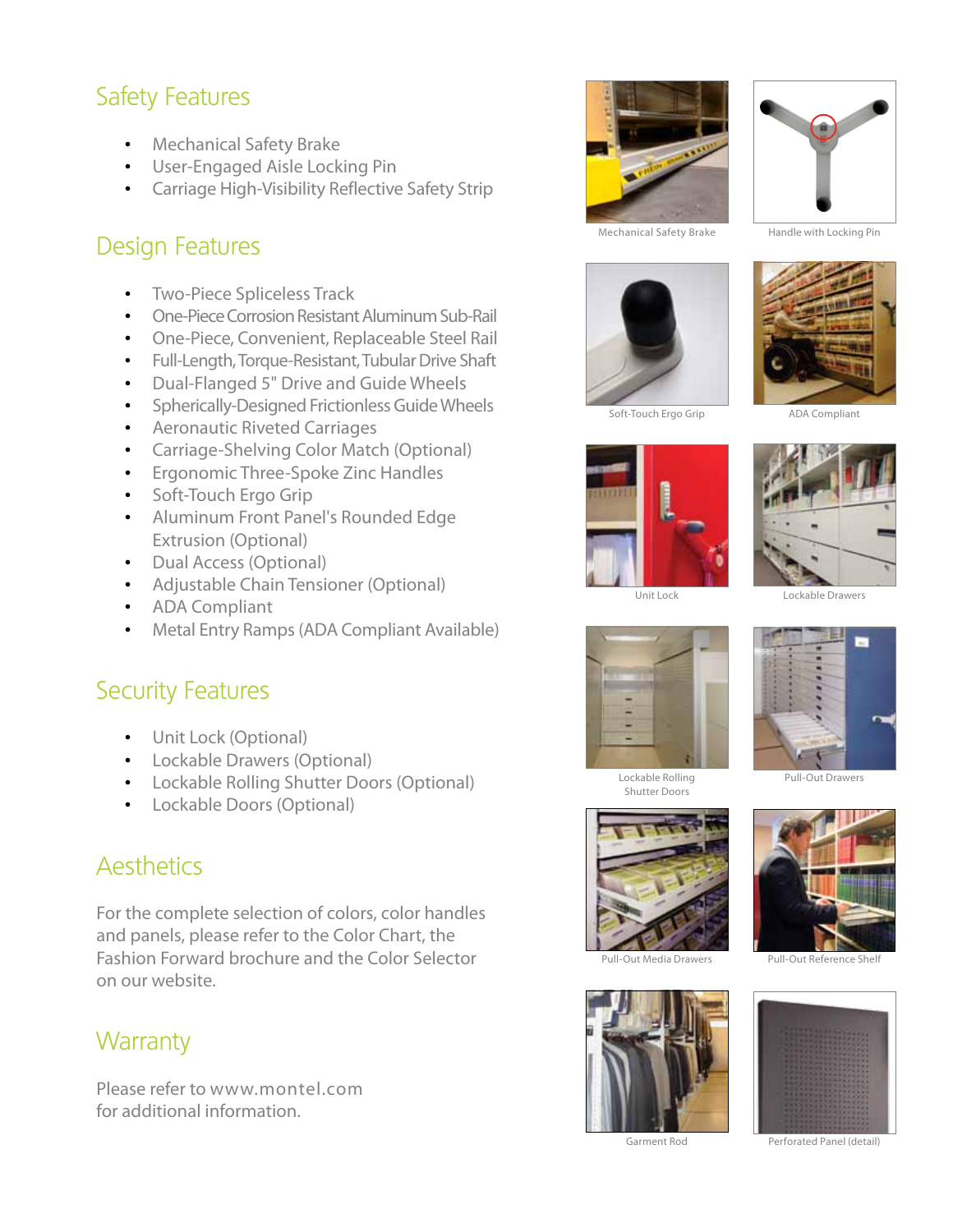## Safety Features

- Mechanical Safety Brake
- User-Engaged Aisle Locking Pin
- Carriage High-Visibility Reflective Safety Strip

## Design Features

- Two-Piece Spliceless Track
- One-Piece Corrosion Resistant Aluminum Sub-Rail
- One-Piece, Convenient, Replaceable Steel Rail
- Full-Length, Torque-Resistant, Tubular Drive Shaft
- Dual-Flanged 5" Drive and Guide Wheels
- Spherically-Designed Frictionless Guide Wheels
- Aeronautic Riveted Carriages
- Carriage-Shelving Color Match (Optional)
- Ergonomic Three-Spoke Zinc Handles
- Soft-Touch Ergo Grip
- Aluminum Front Panel's Rounded Edge Extrusion (Optional)
- Dual Access (Optional)
- Adjustable Chain Tensioner (Optional)
- ADA Compliant
- Metal Entry Ramps (ADA Compliant Available)

## Security Features

- Unit Lock (Optional)
- Lockable Drawers (Optional)
- Lockable Rolling Shutter Doors (Optional)
- Lockable Doors (Optional)

## Aesthetics

For the complete selection of colors, color handles and panels, please refer to the Color Chart, the Fashion Forward brochure and the Color Selector on our website.

## Warranty

Please refer to www.montel.com for additional information.

Mechanical Safety Brake

Handle with Locking Pin

Soft-Touch Ergo Grip

ADA Compliant

Unit Lock

Lockable Drawers

Lockable Rolling Shutter Doors

Pull-Out Drawers

Pull-Out Media Drawers

Pull-Out Reference Shelf

Garment Rod

Perforated Panel (detail)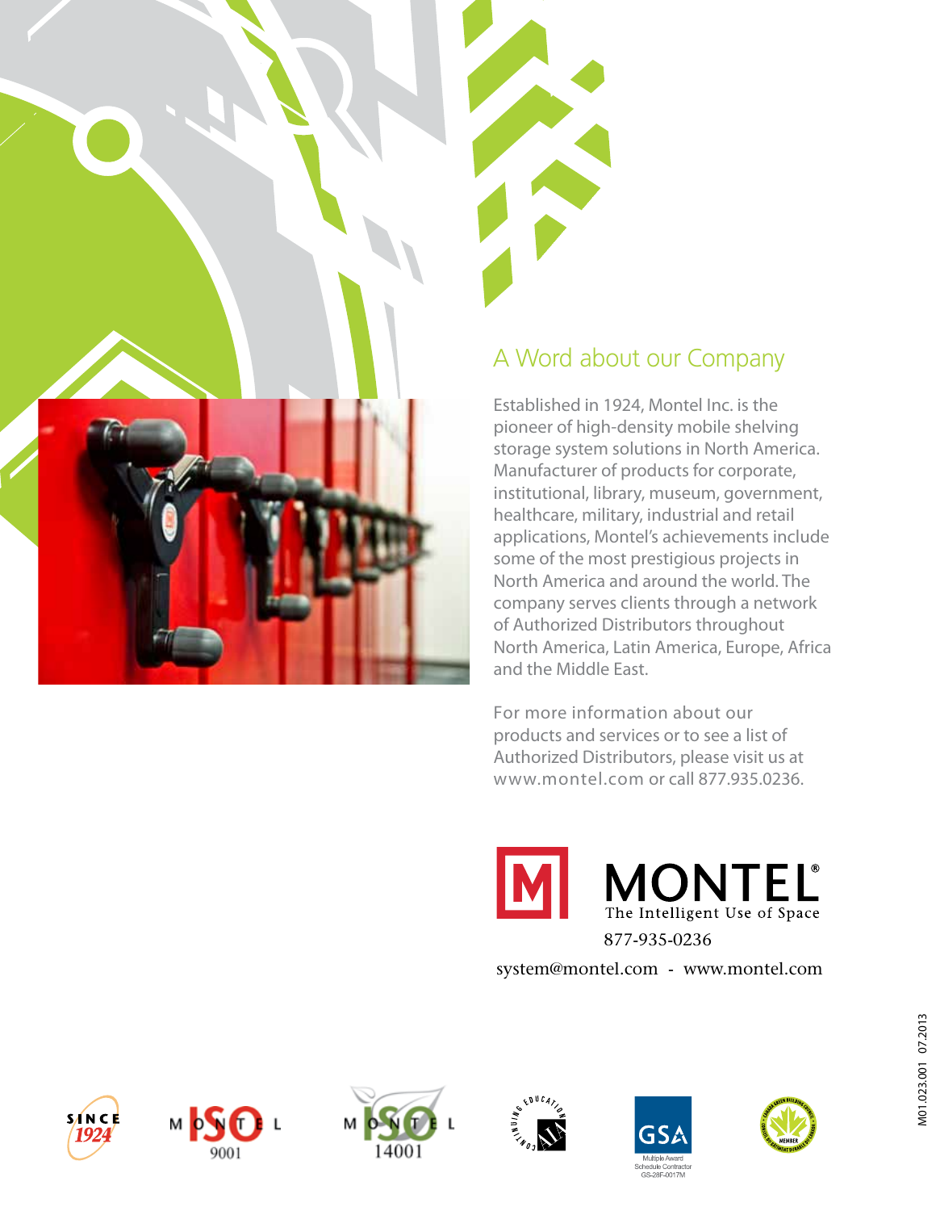## A Word about our Company

Established in 1924, Montel Inc. is the pioneer of high-density mobile shelving storage system solutions in North America. Manufacturer of products for corporate, institutional, library, museum, government, healthcare, military, industrial and retail applications, Montel's achievements include some of the most prestigious projects in North America and around the world. The company serves clients through a network of Authorized Distributors throughout North America, Latin America, Europe, Africa and the Middle East.

For more information about our products and services or to see a list of Authorized Distributors, please visit us at www.montel.com or call 877.935.0236.

MONTEL®
The Intelligent Use of Space
877-935-0236
system@montel.com - www.montel.com

SINCE 1924

MONTEL ISO 9001

MONTEL ISO 14001

CONTINUING EDUCATION AIA

GSA Multiple Award Schedule Contractor GS-28F-0017M

MEMBER

M01.023.001 07.2013